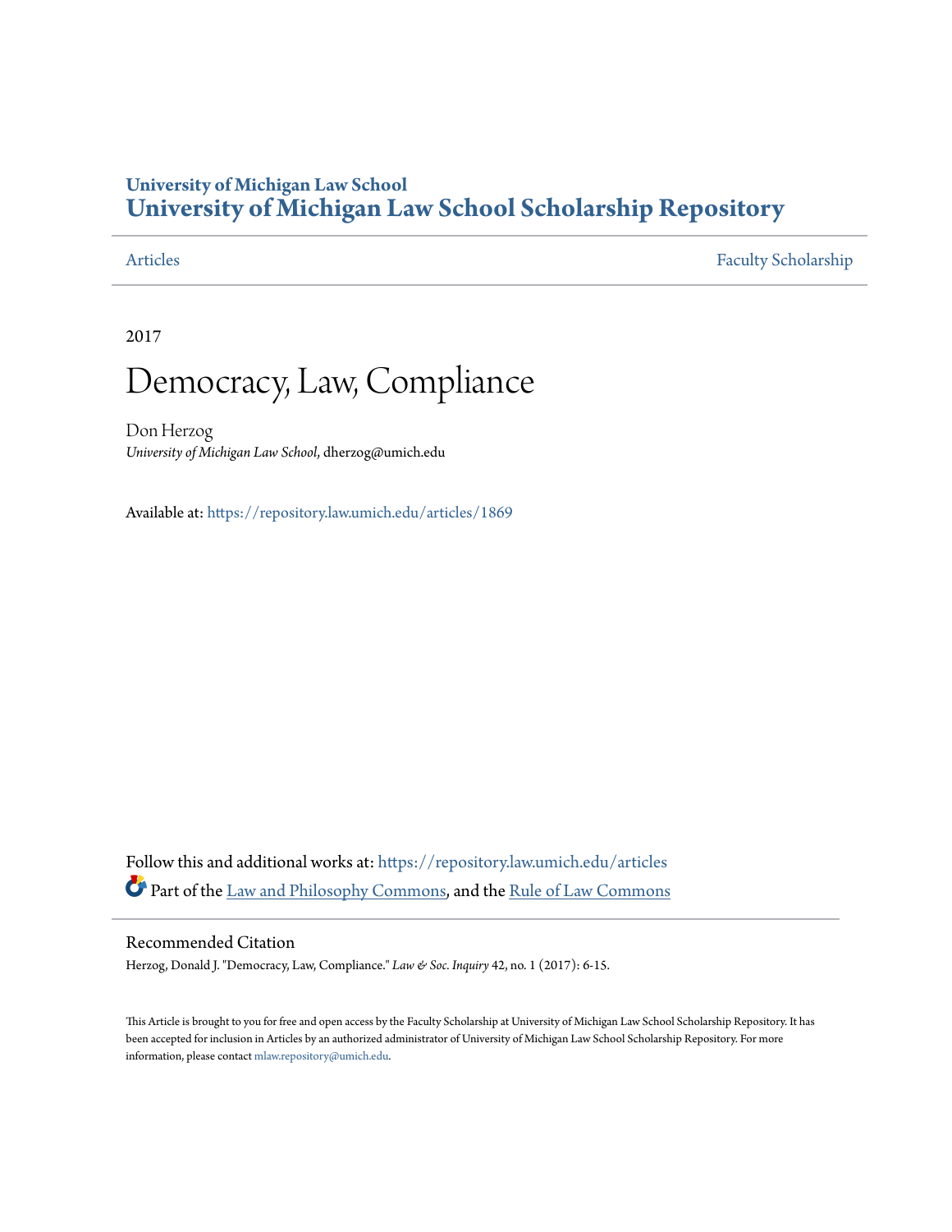**University of Michigan Law School**

**University of Michigan Law School Scholarship Repository**

Articles | Faculty Scholarship

2017

# Democracy, Law, Compliance

Don Herzog
*University of Michigan Law School*, dherzog@umich.edu

Available at: https://repository.law.umich.edu/articles/1869

Follow this and additional works at: https://repository.law.umich.edu/articles

Part of the Law and Philosophy Commons, and the Rule of Law Commons

## Recommended Citation

Herzog, Donald J. "Democracy, Law, Compliance." *Law & Soc. Inquiry* 42, no. 1 (2017): 6-15.

This Article is brought to you for free and open access by the Faculty Scholarship at University of Michigan Law School Scholarship Repository. It has been accepted for inclusion in Articles by an authorized administrator of University of Michigan Law School Scholarship Repository. For more information, please contact mlaw.repository@umich.edu.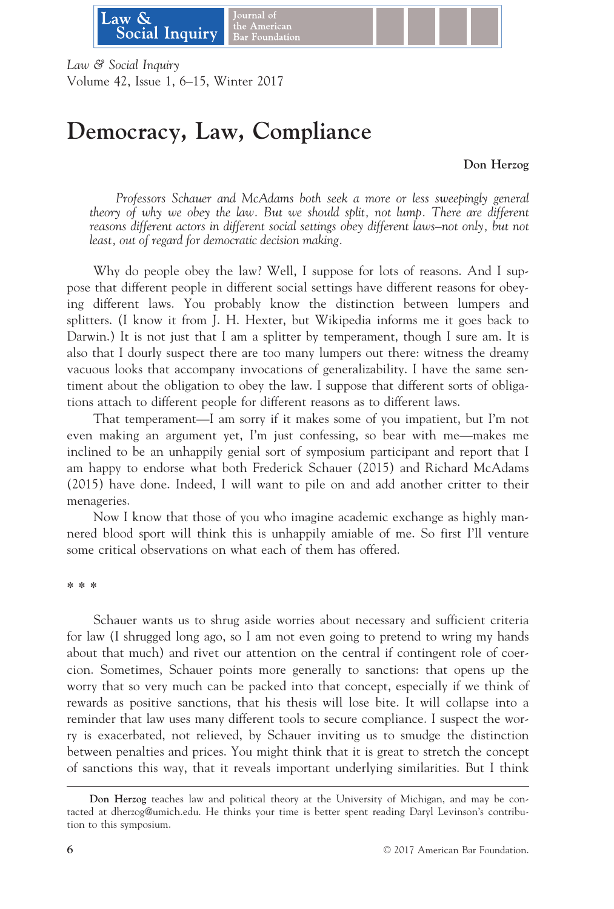# Democracy, Law, Compliance

**Don Herzog**

*Professors Schauer and McAdams both seek a more or less sweepingly general theory of why we obey the law. But we should split, not lump. There are different reasons different actors in different social settings obey different laws–not only, but not least, out of regard for democratic decision making.*

Why do people obey the law? Well, I suppose for lots of reasons. And I suppose that different people in different social settings have different reasons for obeying different laws. You probably know the distinction between lumpers and splitters. (I know it from J. H. Hexter, but Wikipedia informs me it goes back to Darwin.) It is not just that I am a splitter by temperament, though I sure am. It is also that I dourly suspect there are too many lumpers out there: witness the dreamy vacuous looks that accompany invocations of generalizability. I have the same sentiment about the obligation to obey the law. I suppose that different sorts of obligations attach to different people for different reasons as to different laws.

That temperament—I am sorry if it makes some of you impatient, but I'm not even making an argument yet, I'm just confessing, so bear with me—makes me inclined to be an unhappily genial sort of symposium participant and report that I am happy to endorse what both Frederick Schauer (2015) and Richard McAdams (2015) have done. Indeed, I will want to pile on and add another critter to their menageries.

Now I know that those of you who imagine academic exchange as highly mannered blood sport will think this is unhappily amiable of me. So first I'll venture some critical observations on what each of them has offered.

* * *

Schauer wants us to shrug aside worries about necessary and sufficient criteria for law (I shrugged long ago, so I am not even going to pretend to wring my hands about that much) and rivet our attention on the central if contingent role of coercion. Sometimes, Schauer points more generally to sanctions: that opens up the worry that so very much can be packed into that concept, especially if we think of rewards as positive sanctions, that his thesis will lose bite. It will collapse into a reminder that law uses many different tools to secure compliance. I suspect the worry is exacerbated, not relieved, by Schauer inviting us to smudge the distinction between penalties and prices. You might think that it is great to stretch the concept of sanctions this way, that it reveals important underlying similarities. But I think

---

**Don Herzog** teaches law and political theory at the University of Michigan, and may be contacted at dherzog@umich.edu. He thinks your time is better spent reading Daryl Levinson's contribution to this symposium.

© 2017 American Bar Foundation.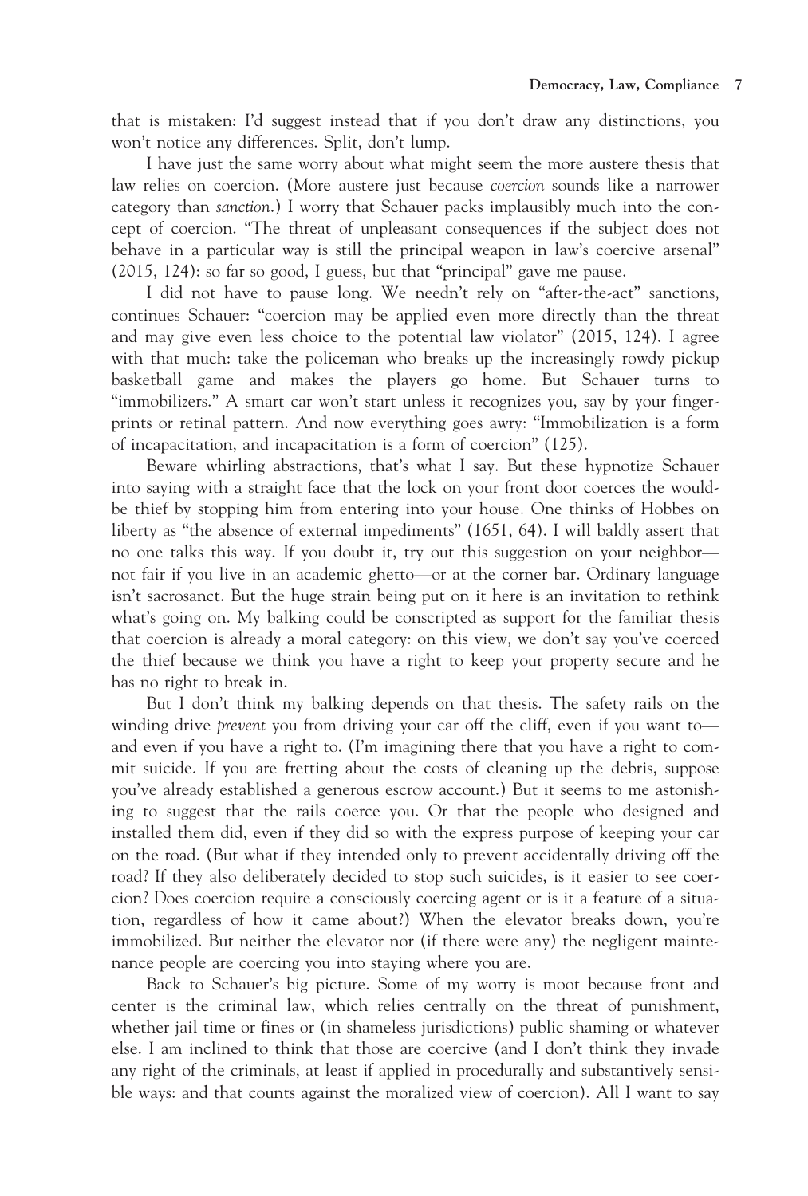that is mistaken: I'd suggest instead that if you don't draw any distinctions, you won't notice any differences. Split, don't lump.

I have just the same worry about what might seem the more austere thesis that law relies on coercion. (More austere just because *coercion* sounds like a narrower category than *sanction*.) I worry that Schauer packs implausibly much into the concept of coercion. "The threat of unpleasant consequences if the subject does not behave in a particular way is still the principal weapon in law's coercive arsenal" (2015, 124): so far so good, I guess, but that "principal" gave me pause.

I did not have to pause long. We needn't rely on "after-the-act" sanctions, continues Schauer: "coercion may be applied even more directly than the threat and may give even less choice to the potential law violator" (2015, 124). I agree with that much: take the policeman who breaks up the increasingly rowdy pickup basketball game and makes the players go home. But Schauer turns to "immobilizers." A smart car won't start unless it recognizes you, say by your fingerprints or retinal pattern. And now everything goes awry: "Immobilization is a form of incapacitation, and incapacitation is a form of coercion" (125).

Beware whirling abstractions, that's what I say. But these hypnotize Schauer into saying with a straight face that the lock on your front door coerces the would-be thief by stopping him from entering into your house. One thinks of Hobbes on liberty as "the absence of external impediments" (1651, 64). I will baldly assert that no one talks this way. If you doubt it, try out this suggestion on your neighbor—not fair if you live in an academic ghetto—or at the corner bar. Ordinary language isn't sacrosanct. But the huge strain being put on it here is an invitation to rethink what's going on. My balking could be conscripted as support for the familiar thesis that coercion is already a moral category: on this view, we don't say you've coerced the thief because we think you have a right to keep your property secure and he has no right to break in.

But I don't think my balking depends on that thesis. The safety rails on the winding drive *prevent* you from driving your car off the cliff, even if you want to—and even if you have a right to. (I'm imagining there that you have a right to commit suicide. If you are fretting about the costs of cleaning up the debris, suppose you've already established a generous escrow account.) But it seems to me astonishing to suggest that the rails coerce you. Or that the people who designed and installed them did, even if they did so with the express purpose of keeping your car on the road. (But what if they intended only to prevent accidentally driving off the road? If they also deliberately decided to stop such suicides, is it easier to see coercion? Does coercion require a consciously coercing agent or is it a feature of a situation, regardless of how it came about?) When the elevator breaks down, you're immobilized. But neither the elevator nor (if there were any) the negligent maintenance people are coercing you into staying where you are.

Back to Schauer's big picture. Some of my worry is moot because front and center is the criminal law, which relies centrally on the threat of punishment, whether jail time or fines or (in shameless jurisdictions) public shaming or whatever else. I am inclined to think that those are coercive (and I don't think they invade any right of the criminals, at least if applied in procedurally and substantively sensible ways: and that counts against the moralized view of coercion). All I want to say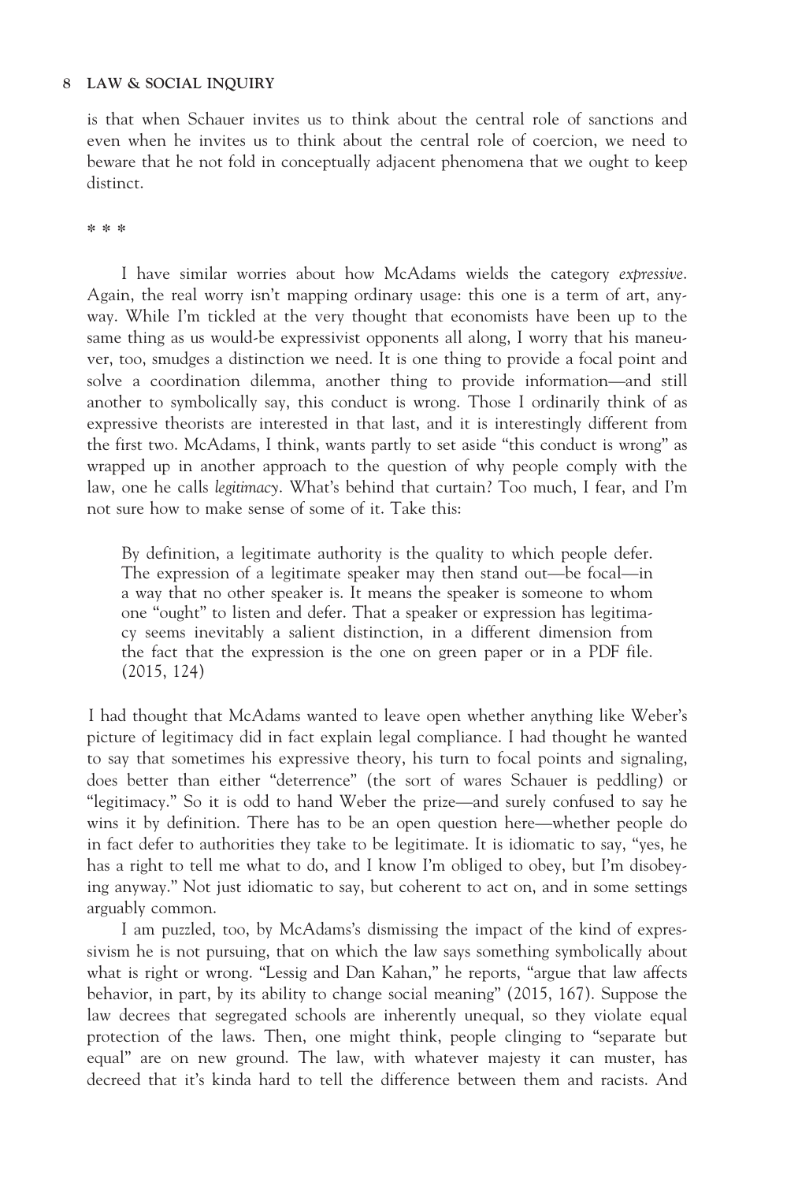is that when Schauer invites us to think about the central role of sanctions and even when he invites us to think about the central role of coercion, we need to beware that he not fold in conceptually adjacent phenomena that we ought to keep distinct.

\* \* \*

I have similar worries about how McAdams wields the category *expressive*. Again, the real worry isn't mapping ordinary usage: this one is a term of art, anyway. While I'm tickled at the very thought that economists have been up to the same thing as us would-be expressivist opponents all along, I worry that his maneuver, too, smudges a distinction we need. It is one thing to provide a focal point and solve a coordination dilemma, another thing to provide information—and still another to symbolically say, this conduct is wrong. Those I ordinarily think of as expressive theorists are interested in that last, and it is interestingly different from the first two. McAdams, I think, wants partly to set aside "this conduct is wrong" as wrapped up in another approach to the question of why people comply with the law, one he calls *legitimacy*. What's behind that curtain? Too much, I fear, and I'm not sure how to make sense of some of it. Take this:

> By definition, a legitimate authority is the quality to which people defer. The expression of a legitimate speaker may then stand out—be focal—in a way that no other speaker is. It means the speaker is someone to whom one "ought" to listen and defer. That a speaker or expression has legitimacy seems inevitably a salient distinction, in a different dimension from the fact that the expression is the one on green paper or in a PDF file. (2015, 124)

I had thought that McAdams wanted to leave open whether anything like Weber's picture of legitimacy did in fact explain legal compliance. I had thought he wanted to say that sometimes his expressive theory, his turn to focal points and signaling, does better than either "deterrence" (the sort of wares Schauer is peddling) or "legitimacy." So it is odd to hand Weber the prize—and surely confused to say he wins it by definition. There has to be an open question here—whether people do in fact defer to authorities they take to be legitimate. It is idiomatic to say, "yes, he has a right to tell me what to do, and I know I'm obliged to obey, but I'm disobeying anyway." Not just idiomatic to say, but coherent to act on, and in some settings arguably common.

I am puzzled, too, by McAdams's dismissing the impact of the kind of expressivism he is not pursuing, that on which the law says something symbolically about what is right or wrong. "Lessig and Dan Kahan," he reports, "argue that law affects behavior, in part, by its ability to change social meaning" (2015, 167). Suppose the law decrees that segregated schools are inherently unequal, so they violate equal protection of the laws. Then, one might think, people clinging to "separate but equal" are on new ground. The law, with whatever majesty it can muster, has decreed that it's kinda hard to tell the difference between them and racists. And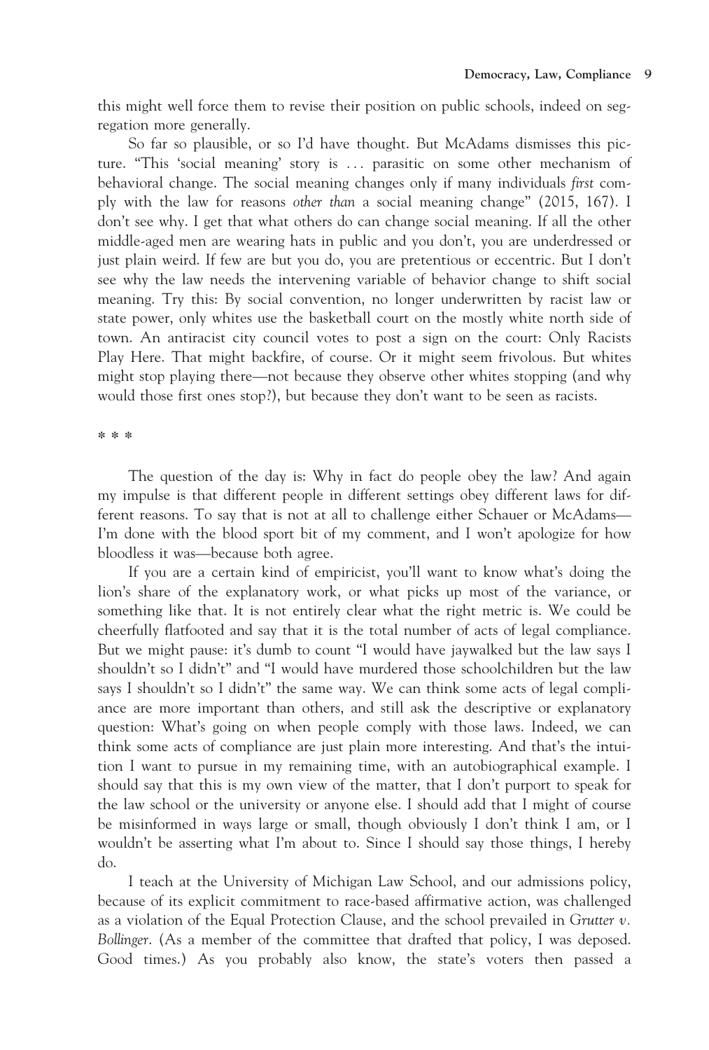this might well force them to revise their position on public schools, indeed on segregation more generally.

So far so plausible, or so I'd have thought. But McAdams dismisses this picture. "This 'social meaning' story is . . . parasitic on some other mechanism of behavioral change. The social meaning changes only if many individuals *first* comply with the law for reasons *other than* a social meaning change" (2015, 167). I don't see why. I get that what others do can change social meaning. If all the other middle-aged men are wearing hats in public and you don't, you are underdressed or just plain weird. If few are but you do, you are pretentious or eccentric. But I don't see why the law needs the intervening variable of behavior change to shift social meaning. Try this: By social convention, no longer underwritten by racist law or state power, only whites use the basketball court on the mostly white north side of town. An antiracist city council votes to post a sign on the court: Only Racists Play Here. That might backfire, of course. Or it might seem frivolous. But whites might stop playing there—not because they observe other whites stopping (and why would those first ones stop?), but because they don't want to be seen as racists.

* * *

The question of the day is: Why in fact do people obey the law? And again my impulse is that different people in different settings obey different laws for different reasons. To say that is not at all to challenge either Schauer or McAdams—I'm done with the blood sport bit of my comment, and I won't apologize for how bloodless it was—because both agree.

If you are a certain kind of empiricist, you'll want to know what's doing the lion's share of the explanatory work, or what picks up most of the variance, or something like that. It is not entirely clear what the right metric is. We could be cheerfully flatfooted and say that it is the total number of acts of legal compliance. But we might pause: it's dumb to count "I would have jaywalked but the law says I shouldn't so I didn't" and "I would have murdered those schoolchildren but the law says I shouldn't so I didn't" the same way. We can think some acts of legal compliance are more important than others, and still ask the descriptive or explanatory question: What's going on when people comply with those laws. Indeed, we can think some acts of compliance are just plain more interesting. And that's the intuition I want to pursue in my remaining time, with an autobiographical example. I should say that this is my own view of the matter, that I don't purport to speak for the law school or the university or anyone else. I should add that I might of course be misinformed in ways large or small, though obviously I don't think I am, or I wouldn't be asserting what I'm about to. Since I should say those things, I hereby do.

I teach at the University of Michigan Law School, and our admissions policy, because of its explicit commitment to race-based affirmative action, was challenged as a violation of the Equal Protection Clause, and the school prevailed in *Grutter v. Bollinger*. (As a member of the committee that drafted that policy, I was deposed. Good times.) As you probably also know, the state's voters then passed a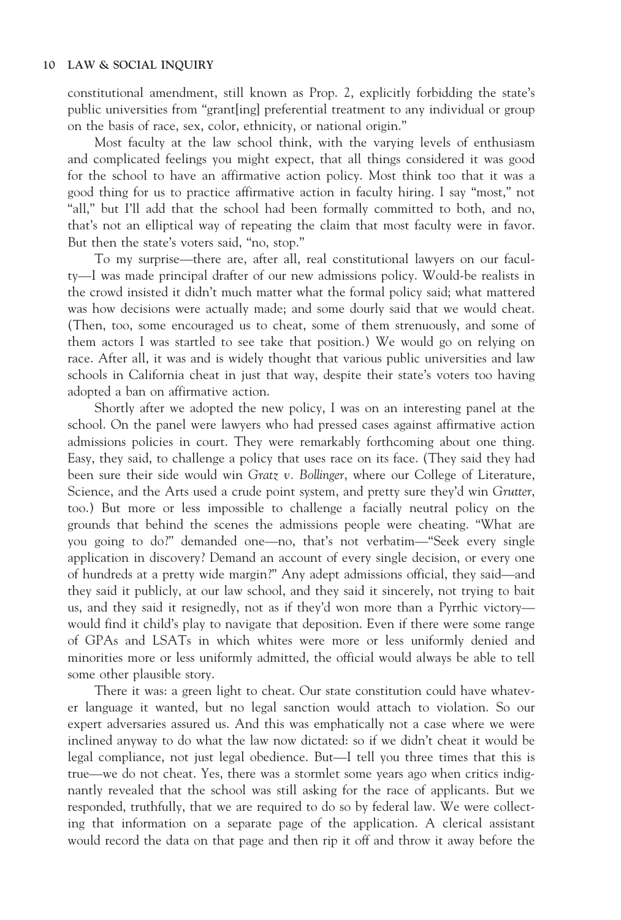constitutional amendment, still known as Prop. 2, explicitly forbidding the state's public universities from "grant[ing] preferential treatment to any individual or group on the basis of race, sex, color, ethnicity, or national origin."

Most faculty at the law school think, with the varying levels of enthusiasm and complicated feelings you might expect, that all things considered it was good for the school to have an affirmative action policy. Most think too that it was a good thing for us to practice affirmative action in faculty hiring. I say "most," not "all," but I'll add that the school had been formally committed to both, and no, that's not an elliptical way of repeating the claim that most faculty were in favor. But then the state's voters said, "no, stop."

To my surprise—there are, after all, real constitutional lawyers on our faculty—I was made principal drafter of our new admissions policy. Would-be realists in the crowd insisted it didn't much matter what the formal policy said; what mattered was how decisions were actually made; and some dourly said that we would cheat. (Then, too, some encouraged us to cheat, some of them strenuously, and some of them actors I was startled to see take that position.) We would go on relying on race. After all, it was and is widely thought that various public universities and law schools in California cheat in just that way, despite their state's voters too having adopted a ban on affirmative action.

Shortly after we adopted the new policy, I was on an interesting panel at the school. On the panel were lawyers who had pressed cases against affirmative action admissions policies in court. They were remarkably forthcoming about one thing. Easy, they said, to challenge a policy that uses race on its face. (They said they had been sure their side would win *Gratz v. Bollinger*, where our College of Literature, Science, and the Arts used a crude point system, and pretty sure they'd win *Grutter*, too.) But more or less impossible to challenge a facially neutral policy on the grounds that behind the scenes the admissions people were cheating. "What are you going to do?" demanded one—no, that's not verbatim—"Seek every single application in discovery? Demand an account of every single decision, or every one of hundreds at a pretty wide margin?" Any adept admissions official, they said—and they said it publicly, at our law school, and they said it sincerely, not trying to bait us, and they said it resignedly, not as if they'd won more than a Pyrrhic victory—would find it child's play to navigate that deposition. Even if there were some range of GPAs and LSATs in which whites were more or less uniformly denied and minorities more or less uniformly admitted, the official would always be able to tell some other plausible story.

There it was: a green light to cheat. Our state constitution could have whatever language it wanted, but no legal sanction would attach to violation. So our expert adversaries assured us. And this was emphatically not a case where we were inclined anyway to do what the law now dictated: so if we didn't cheat it would be legal compliance, not just legal obedience. But—I tell you three times that this is true—we do not cheat. Yes, there was a stormlet some years ago when critics indignantly revealed that the school was still asking for the race of applicants. But we responded, truthfully, that we are required to do so by federal law. We were collecting that information on a separate page of the application. A clerical assistant would record the data on that page and then rip it off and throw it away before the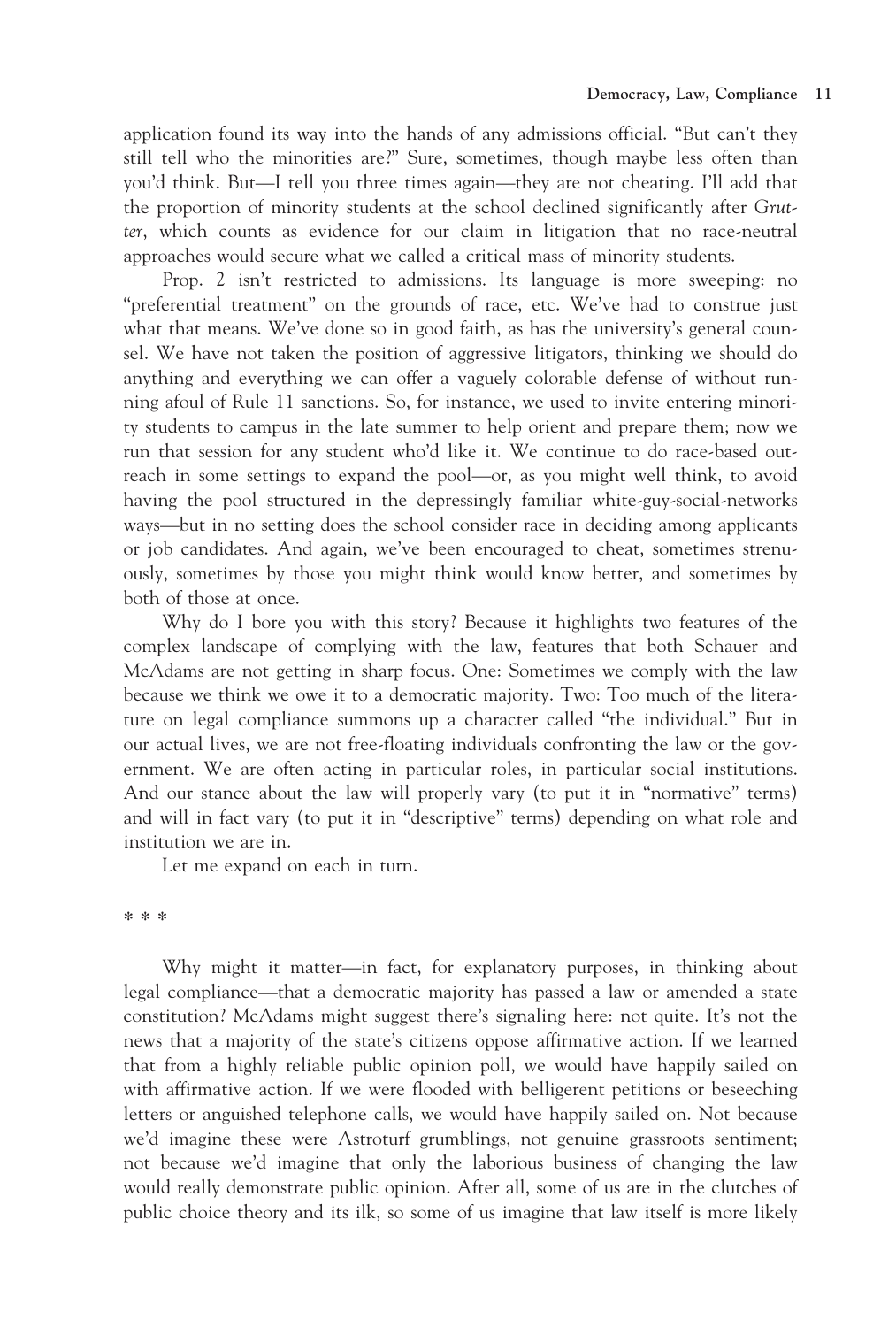application found its way into the hands of any admissions official. "But can't they still tell who the minorities are?" Sure, sometimes, though maybe less often than you'd think. But—I tell you three times again—they are not cheating. I'll add that the proportion of minority students at the school declined significantly after *Grutter*, which counts as evidence for our claim in litigation that no race-neutral approaches would secure what we called a critical mass of minority students.

Prop. 2 isn't restricted to admissions. Its language is more sweeping: no "preferential treatment" on the grounds of race, etc. We've had to construe just what that means. We've done so in good faith, as has the university's general counsel. We have not taken the position of aggressive litigators, thinking we should do anything and everything we can offer a vaguely colorable defense of without running afoul of Rule 11 sanctions. So, for instance, we used to invite entering minority students to campus in the late summer to help orient and prepare them; now we run that session for any student who'd like it. We continue to do race-based outreach in some settings to expand the pool—or, as you might well think, to avoid having the pool structured in the depressingly familiar white-guy-social-networks ways—but in no setting does the school consider race in deciding among applicants or job candidates. And again, we've been encouraged to cheat, sometimes strenuously, sometimes by those you might think would know better, and sometimes by both of those at once.

Why do I bore you with this story? Because it highlights two features of the complex landscape of complying with the law, features that both Schauer and McAdams are not getting in sharp focus. One: Sometimes we comply with the law because we think we owe it to a democratic majority. Two: Too much of the literature on legal compliance summons up a character called "the individual." But in our actual lives, we are not free-floating individuals confronting the law or the government. We are often acting in particular roles, in particular social institutions. And our stance about the law will properly vary (to put it in "normative" terms) and will in fact vary (to put it in "descriptive" terms) depending on what role and institution we are in.

Let me expand on each in turn.

* * *

Why might it matter—in fact, for explanatory purposes, in thinking about legal compliance—that a democratic majority has passed a law or amended a state constitution? McAdams might suggest there's signaling here: not quite. It's not the news that a majority of the state's citizens oppose affirmative action. If we learned that from a highly reliable public opinion poll, we would have happily sailed on with affirmative action. If we were flooded with belligerent petitions or beseeching letters or anguished telephone calls, we would have happily sailed on. Not because we'd imagine these were Astroturf grumblings, not genuine grassroots sentiment; not because we'd imagine that only the laborious business of changing the law would really demonstrate public opinion. After all, some of us are in the clutches of public choice theory and its ilk, so some of us imagine that law itself is more likely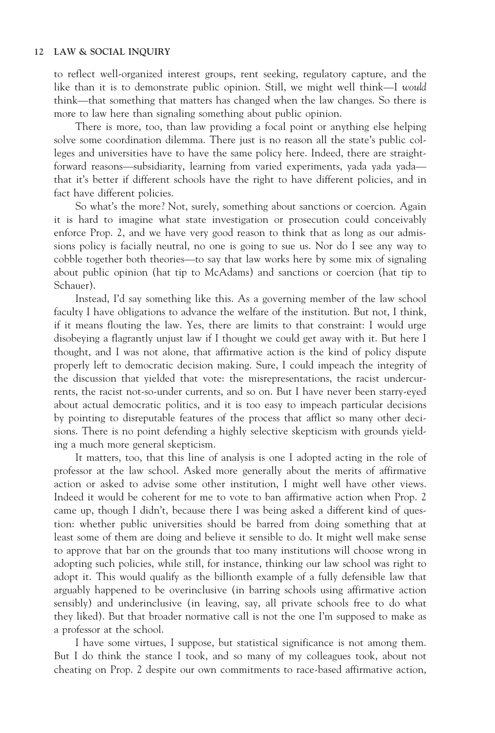to reflect well-organized interest groups, rent seeking, regulatory capture, and the like than it is to demonstrate public opinion. Still, we might well think—I *would* think—that something that matters has changed when the law changes. So there is more to law here than signaling something about public opinion.

There is more, too, than law providing a focal point or anything else helping solve some coordination dilemma. There just is no reason all the state's public colleges and universities have to have the same policy here. Indeed, there are straightforward reasons—subsidiarity, learning from varied experiments, yada yada yada—that it's better if different schools have the right to have different policies, and in fact have different policies.

So what's the more? Not, surely, something about sanctions or coercion. Again it is hard to imagine what state investigation or prosecution could conceivably enforce Prop. 2, and we have very good reason to think that as long as our admissions policy is facially neutral, no one is going to sue us. Nor do I see any way to cobble together both theories—to say that law works here by some mix of signaling about public opinion (hat tip to McAdams) and sanctions or coercion (hat tip to Schauer).

Instead, I'd say something like this. As a governing member of the law school faculty I have obligations to advance the welfare of the institution. But not, I think, if it means flouting the law. Yes, there are limits to that constraint: I would urge disobeying a flagrantly unjust law if I thought we could get away with it. But here I thought, and I was not alone, that affirmative action is the kind of policy dispute properly left to democratic decision making. Sure, I could impeach the integrity of the discussion that yielded that vote: the misrepresentations, the racist undercurrents, the racist not-so-under currents, and so on. But I have never been starry-eyed about actual democratic politics, and it is too easy to impeach particular decisions by pointing to disreputable features of the process that afflict so many other decisions. There is no point defending a highly selective skepticism with grounds yielding a much more general skepticism.

It matters, too, that this line of analysis is one I adopted acting in the role of professor at the law school. Asked more generally about the merits of affirmative action or asked to advise some other institution, I might well have other views. Indeed it would be coherent for me to vote to ban affirmative action when Prop. 2 came up, though I didn't, because there I was being asked a different kind of question: whether public universities should be barred from doing something that at least some of them are doing and believe it sensible to do. It might well make sense to approve that bar on the grounds that too many institutions will choose wrong in adopting such policies, while still, for instance, thinking our law school was right to adopt it. This would qualify as the billionth example of a fully defensible law that arguably happened to be overinclusive (in barring schools using affirmative action sensibly) and underinclusive (in leaving, say, all private schools free to do what they liked). But that broader normative call is not the one I'm supposed to make as a professor at the school.

I have some virtues, I suppose, but statistical significance is not among them. But I do think the stance I took, and so many of my colleagues took, about not cheating on Prop. 2 despite our own commitments to race-based affirmative action,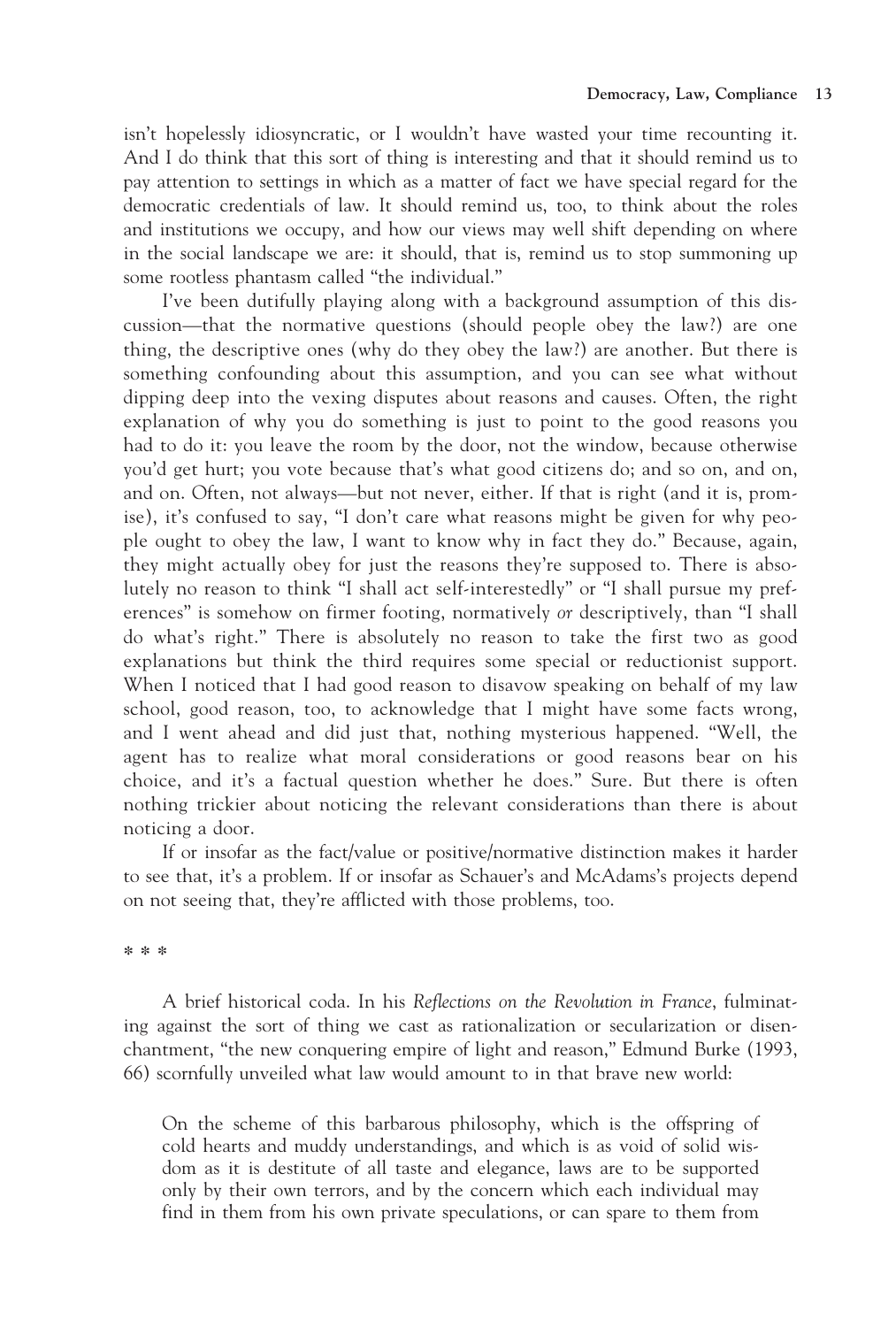isn't hopelessly idiosyncratic, or I wouldn't have wasted your time recounting it. And I do think that this sort of thing is interesting and that it should remind us to pay attention to settings in which as a matter of fact we have special regard for the democratic credentials of law. It should remind us, too, to think about the roles and institutions we occupy, and how our views may well shift depending on where in the social landscape we are: it should, that is, remind us to stop summoning up some rootless phantasm called "the individual."

I've been dutifully playing along with a background assumption of this discussion—that the normative questions (should people obey the law?) are one thing, the descriptive ones (why do they obey the law?) are another. But there is something confounding about this assumption, and you can see what without dipping deep into the vexing disputes about reasons and causes. Often, the right explanation of why you do something is just to point to the good reasons you had to do it: you leave the room by the door, not the window, because otherwise you'd get hurt; you vote because that's what good citizens do; and so on, and on, and on. Often, not always—but not never, either. If that is right (and it is, promise), it's confused to say, "I don't care what reasons might be given for why people ought to obey the law, I want to know why in fact they do." Because, again, they might actually obey for just the reasons they're supposed to. There is absolutely no reason to think "I shall act self-interestedly" or "I shall pursue my preferences" is somehow on firmer footing, normatively *or* descriptively, than "I shall do what's right." There is absolutely no reason to take the first two as good explanations but think the third requires some special or reductionist support. When I noticed that I had good reason to disavow speaking on behalf of my law school, good reason, too, to acknowledge that I might have some facts wrong, and I went ahead and did just that, nothing mysterious happened. "Well, the agent has to realize what moral considerations or good reasons bear on his choice, and it's a factual question whether he does." Sure. But there is often nothing trickier about noticing the relevant considerations than there is about noticing a door.

If or insofar as the fact/value or positive/normative distinction makes it harder to see that, it's a problem. If or insofar as Schauer's and McAdams's projects depend on not seeing that, they're afflicted with those problems, too.

* * *

A brief historical coda. In his *Reflections on the Revolution in France*, fulminating against the sort of thing we cast as rationalization or secularization or disenchantment, "the new conquering empire of light and reason," Edmund Burke (1993, 66) scornfully unveiled what law would amount to in that brave new world:

> On the scheme of this barbarous philosophy, which is the offspring of cold hearts and muddy understandings, and which is as void of solid wisdom as it is destitute of all taste and elegance, laws are to be supported only by their own terrors, and by the concern which each individual may find in them from his own private speculations, or can spare to them from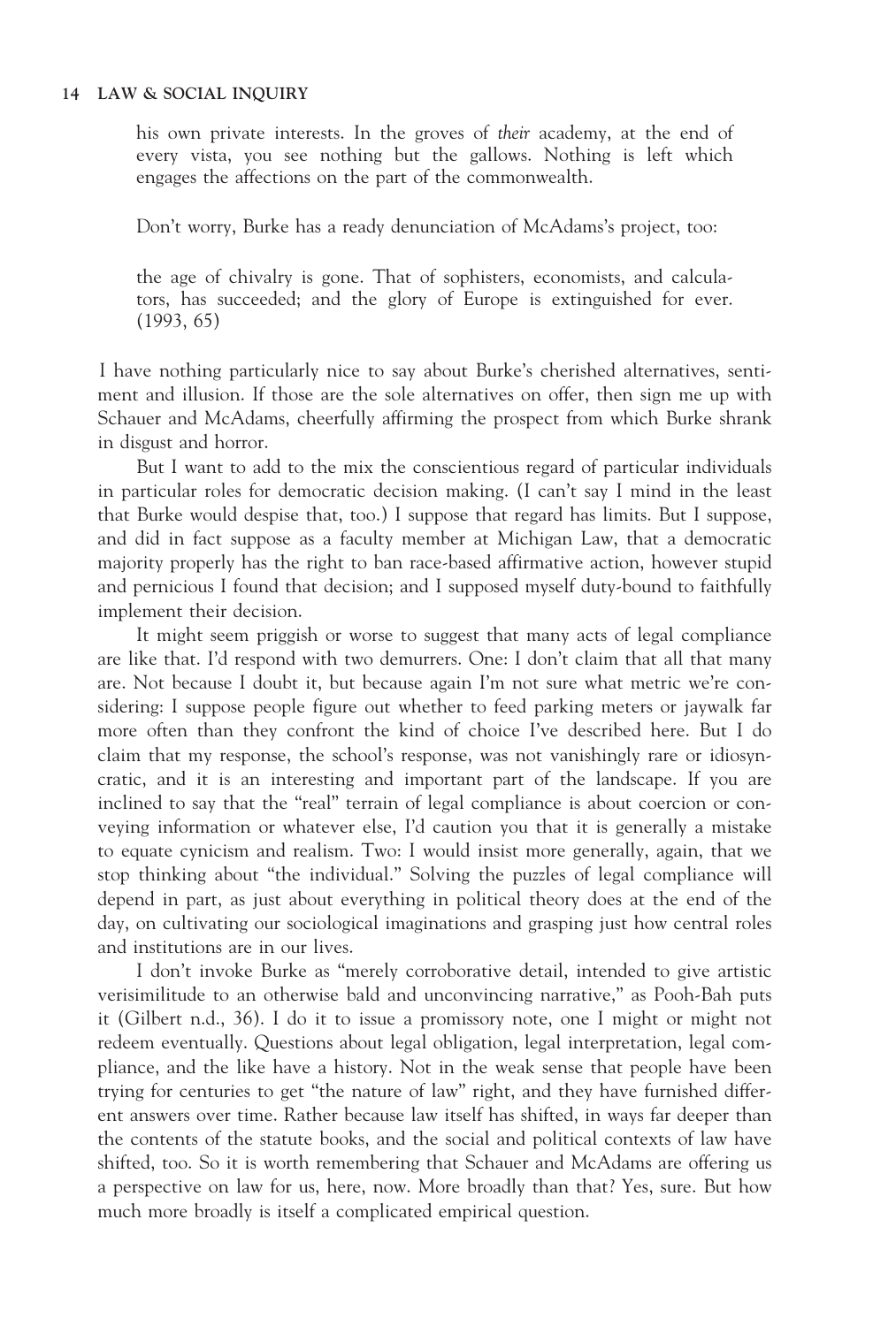> his own private interests. In the groves of *their* academy, at the end of every vista, you see nothing but the gallows. Nothing is left which engages the affections on the part of the commonwealth.
>
> Don't worry, Burke has a ready denunciation of McAdams's project, too:
>
> the age of chivalry is gone. That of sophisters, economists, and calculators, has succeeded; and the glory of Europe is extinguished for ever. (1993, 65)

I have nothing particularly nice to say about Burke's cherished alternatives, sentiment and illusion. If those are the sole alternatives on offer, then sign me up with Schauer and McAdams, cheerfully affirming the prospect from which Burke shrank in disgust and horror.

But I want to add to the mix the conscientious regard of particular individuals in particular roles for democratic decision making. (I can't say I mind in the least that Burke would despise that, too.) I suppose that regard has limits. But I suppose, and did in fact suppose as a faculty member at Michigan Law, that a democratic majority properly has the right to ban race-based affirmative action, however stupid and pernicious I found that decision; and I supposed myself duty-bound to faithfully implement their decision.

It might seem priggish or worse to suggest that many acts of legal compliance are like that. I'd respond with two demurrers. One: I don't claim that all that many are. Not because I doubt it, but because again I'm not sure what metric we're considering: I suppose people figure out whether to feed parking meters or jaywalk far more often than they confront the kind of choice I've described here. But I do claim that my response, the school's response, was not vanishingly rare or idiosyncratic, and it is an interesting and important part of the landscape. If you are inclined to say that the "real" terrain of legal compliance is about coercion or conveying information or whatever else, I'd caution you that it is generally a mistake to equate cynicism and realism. Two: I would insist more generally, again, that we stop thinking about "the individual." Solving the puzzles of legal compliance will depend in part, as just about everything in political theory does at the end of the day, on cultivating our sociological imaginations and grasping just how central roles and institutions are in our lives.

I don't invoke Burke as "merely corroborative detail, intended to give artistic verisimilitude to an otherwise bald and unconvincing narrative," as Pooh-Bah puts it (Gilbert n.d., 36). I do it to issue a promissory note, one I might or might not redeem eventually. Questions about legal obligation, legal interpretation, legal compliance, and the like have a history. Not in the weak sense that people have been trying for centuries to get "the nature of law" right, and they have furnished different answers over time. Rather because law itself has shifted, in ways far deeper than the contents of the statute books, and the social and political contexts of law have shifted, too. So it is worth remembering that Schauer and McAdams are offering us a perspective on law for us, here, now. More broadly than that? Yes, sure. But how much more broadly is itself a complicated empirical question.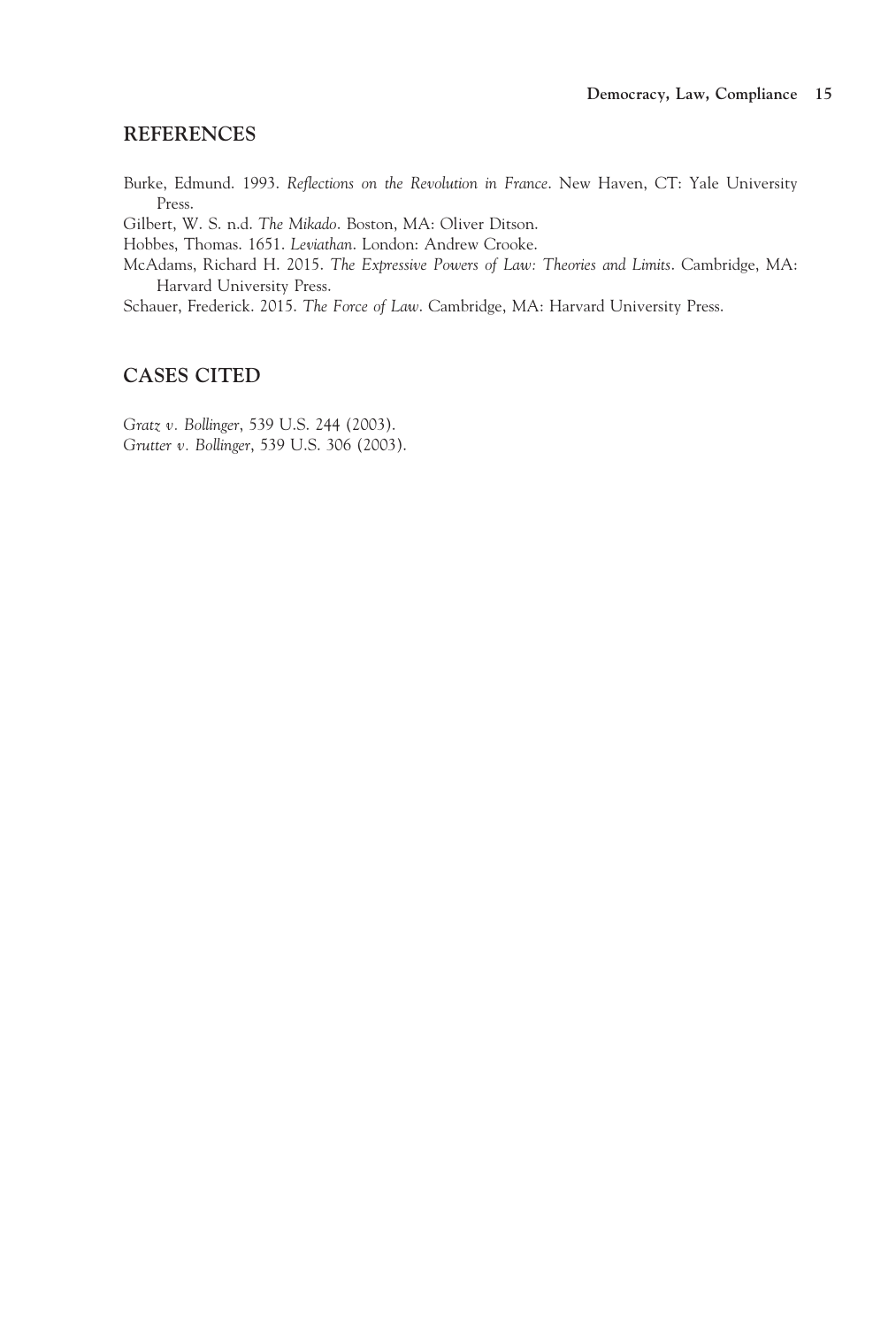## REFERENCES

Burke, Edmund. 1993. *Reflections on the Revolution in France*. New Haven, CT: Yale University Press.

Gilbert, W. S. n.d. *The Mikado*. Boston, MA: Oliver Ditson.

Hobbes, Thomas. 1651. *Leviathan*. London: Andrew Crooke.

McAdams, Richard H. 2015. *The Expressive Powers of Law: Theories and Limits*. Cambridge, MA: Harvard University Press.

Schauer, Frederick. 2015. *The Force of Law*. Cambridge, MA: Harvard University Press.

## CASES CITED

*Gratz v. Bollinger*, 539 U.S. 244 (2003).

*Grutter v. Bollinger*, 539 U.S. 306 (2003).